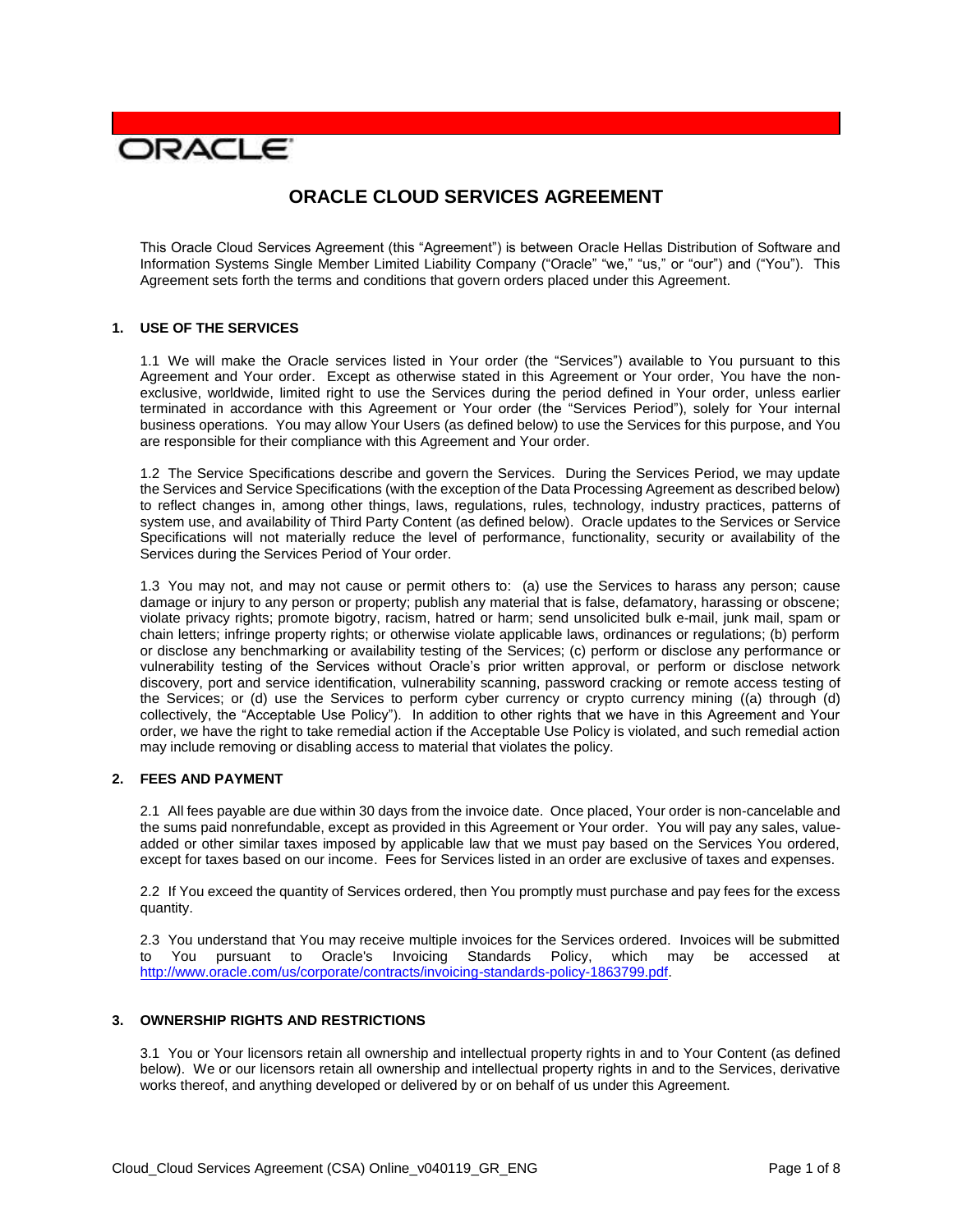ORACLE

# ORACLE CLOUD SERVICES AGREEMENT

This Oracle Cloud Services Agreement (this "Agreement") is between Oracle Hellas Distribution of Software and Information Systems Single Member Limited Liability Company ("Oracle" "we," "us," or "our") and ("You"). This Agreement sets forth the terms and conditions that govern orders placed under this Agreement.

## 1. USE OF THE SERVICES

1.1 We will make the Oracle services listed in Your order (the "Services") available to You pursuant to this Agreement and Your order. Except as otherwise stated in this Agreement or Your order, You have the non-exclusive, worldwide, limited right to use the Services during the period defined in Your order, unless earlier terminated in accordance with this Agreement or Your order (the "Services Period"), solely for Your internal business operations. You may allow Your Users (as defined below) to use the Services for this purpose, and You are responsible for their compliance with this Agreement and Your order.

1.2 The Service Specifications describe and govern the Services. During the Services Period, we may update the Services and Service Specifications (with the exception of the Data Processing Agreement as described below) to reflect changes in, among other things, laws, regulations, rules, technology, industry practices, patterns of system use, and availability of Third Party Content (as defined below). Oracle updates to the Services or Service Specifications will not materially reduce the level of performance, functionality, security or availability of the Services during the Services Period of Your order.

1.3 You may not, and may not cause or permit others to: (a) use the Services to harass any person; cause damage or injury to any person or property; publish any material that is false, defamatory, harassing or obscene; violate privacy rights; promote bigotry, racism, hatred or harm; send unsolicited bulk e-mail, junk mail, spam or chain letters; infringe property rights; or otherwise violate applicable laws, ordinances or regulations; (b) perform or disclose any benchmarking or availability testing of the Services; (c) perform or disclose any performance or vulnerability testing of the Services without Oracle's prior written approval, or perform or disclose network discovery, port and service identification, vulnerability scanning, password cracking or remote access testing of the Services; or (d) use the Services to perform cyber currency or crypto currency mining ((a) through (d) collectively, the "Acceptable Use Policy"). In addition to other rights that we have in this Agreement and Your order, we have the right to take remedial action if the Acceptable Use Policy is violated, and such remedial action may include removing or disabling access to material that violates the policy.

## 2. FEES AND PAYMENT

2.1 All fees payable are due within 30 days from the invoice date. Once placed, Your order is non-cancelable and the sums paid nonrefundable, except as provided in this Agreement or Your order. You will pay any sales, value-added or other similar taxes imposed by applicable law that we must pay based on the Services You ordered, except for taxes based on our income. Fees for Services listed in an order are exclusive of taxes and expenses.

2.2 If You exceed the quantity of Services ordered, then You promptly must purchase and pay fees for the excess quantity.

2.3 You understand that You may receive multiple invoices for the Services ordered. Invoices will be submitted to You pursuant to Oracle's Invoicing Standards Policy, which may be accessed at http://www.oracle.com/us/corporate/contracts/invoicing-standards-policy-1863799.pdf.

## 3. OWNERSHIP RIGHTS AND RESTRICTIONS

3.1 You or Your licensors retain all ownership and intellectual property rights in and to Your Content (as defined below). We or our licensors retain all ownership and intellectual property rights in and to the Services, derivative works thereof, and anything developed or delivered by or on behalf of us under this Agreement.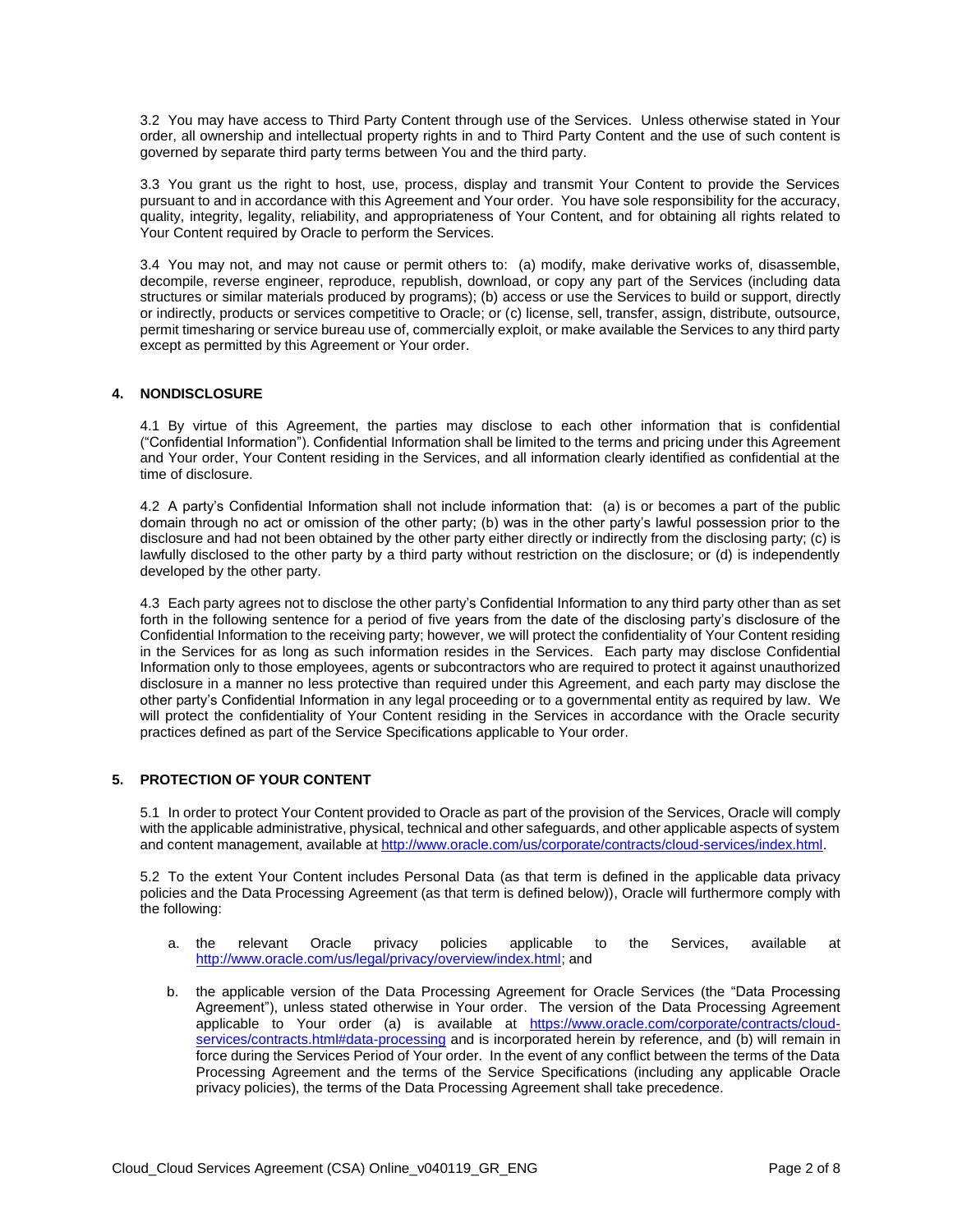3.2 You may have access to Third Party Content through use of the Services. Unless otherwise stated in Your order, all ownership and intellectual property rights in and to Third Party Content and the use of such content is governed by separate third party terms between You and the third party.

3.3 You grant us the right to host, use, process, display and transmit Your Content to provide the Services pursuant to and in accordance with this Agreement and Your order. You have sole responsibility for the accuracy, quality, integrity, legality, reliability, and appropriateness of Your Content, and for obtaining all rights related to Your Content required by Oracle to perform the Services.

3.4 You may not, and may not cause or permit others to: (a) modify, make derivative works of, disassemble, decompile, reverse engineer, reproduce, republish, download, or copy any part of the Services (including data structures or similar materials produced by programs); (b) access or use the Services to build or support, directly or indirectly, products or services competitive to Oracle; or (c) license, sell, transfer, assign, distribute, outsource, permit timesharing or service bureau use of, commercially exploit, or make available the Services to any third party except as permitted by this Agreement or Your order.

## 4. NONDISCLOSURE

4.1 By virtue of this Agreement, the parties may disclose to each other information that is confidential ("Confidential Information"). Confidential Information shall be limited to the terms and pricing under this Agreement and Your order, Your Content residing in the Services, and all information clearly identified as confidential at the time of disclosure.

4.2 A party's Confidential Information shall not include information that: (a) is or becomes a part of the public domain through no act or omission of the other party; (b) was in the other party's lawful possession prior to the disclosure and had not been obtained by the other party either directly or indirectly from the disclosing party; (c) is lawfully disclosed to the other party by a third party without restriction on the disclosure; or (d) is independently developed by the other party.

4.3 Each party agrees not to disclose the other party's Confidential Information to any third party other than as set forth in the following sentence for a period of five years from the date of the disclosing party's disclosure of the Confidential Information to the receiving party; however, we will protect the confidentiality of Your Content residing in the Services for as long as such information resides in the Services. Each party may disclose Confidential Information only to those employees, agents or subcontractors who are required to protect it against unauthorized disclosure in a manner no less protective than required under this Agreement, and each party may disclose the other party's Confidential Information in any legal proceeding or to a governmental entity as required by law. We will protect the confidentiality of Your Content residing in the Services in accordance with the Oracle security practices defined as part of the Service Specifications applicable to Your order.

## 5. PROTECTION OF YOUR CONTENT

5.1 In order to protect Your Content provided to Oracle as part of the provision of the Services, Oracle will comply with the applicable administrative, physical, technical and other safeguards, and other applicable aspects of system and content management, available at http://www.oracle.com/us/corporate/contracts/cloud-services/index.html.

5.2 To the extent Your Content includes Personal Data (as that term is defined in the applicable data privacy policies and the Data Processing Agreement (as that term is defined below)), Oracle will furthermore comply with the following:

a. the relevant Oracle privacy policies applicable to the Services, available at http://www.oracle.com/us/legal/privacy/overview/index.html; and

b. the applicable version of the Data Processing Agreement for Oracle Services (the "Data Processing Agreement"), unless stated otherwise in Your order. The version of the Data Processing Agreement applicable to Your order (a) is available at https://www.oracle.com/corporate/contracts/cloud-services/contracts.html#data-processing and is incorporated herein by reference, and (b) will remain in force during the Services Period of Your order. In the event of any conflict between the terms of the Data Processing Agreement and the terms of the Service Specifications (including any applicable Oracle privacy policies), the terms of the Data Processing Agreement shall take precedence.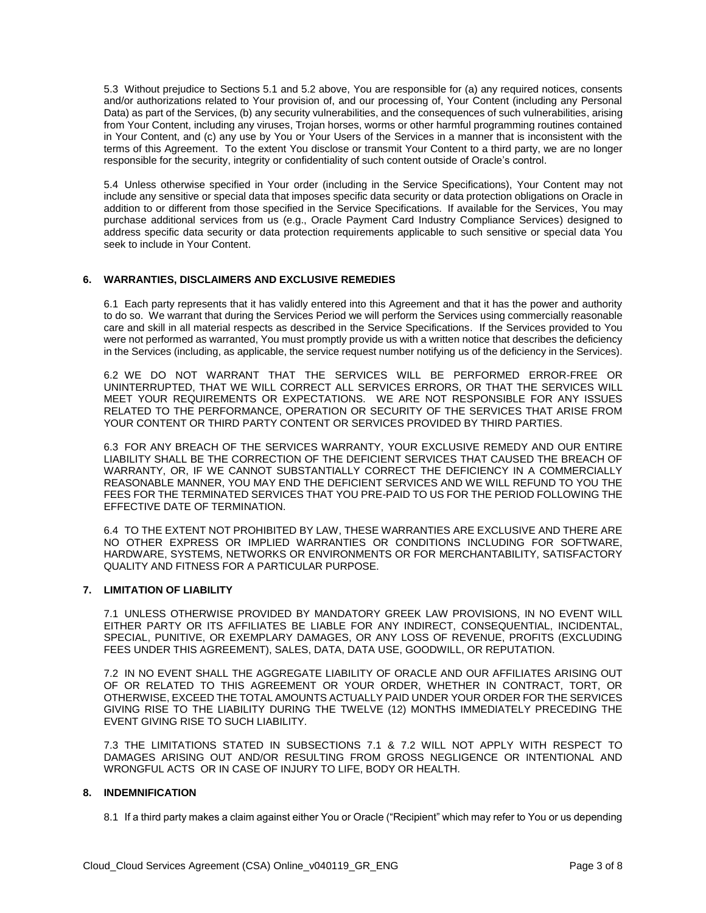5.3 Without prejudice to Sections 5.1 and 5.2 above, You are responsible for (a) any required notices, consents and/or authorizations related to Your provision of, and our processing of, Your Content (including any Personal Data) as part of the Services, (b) any security vulnerabilities, and the consequences of such vulnerabilities, arising from Your Content, including any viruses, Trojan horses, worms or other harmful programming routines contained in Your Content, and (c) any use by You or Your Users of the Services in a manner that is inconsistent with the terms of this Agreement. To the extent You disclose or transmit Your Content to a third party, we are no longer responsible for the security, integrity or confidentiality of such content outside of Oracle's control.

5.4 Unless otherwise specified in Your order (including in the Service Specifications), Your Content may not include any sensitive or special data that imposes specific data security or data protection obligations on Oracle in addition to or different from those specified in the Service Specifications. If available for the Services, You may purchase additional services from us (e.g., Oracle Payment Card Industry Compliance Services) designed to address specific data security or data protection requirements applicable to such sensitive or special data You seek to include in Your Content.

## 6. WARRANTIES, DISCLAIMERS AND EXCLUSIVE REMEDIES

6.1 Each party represents that it has validly entered into this Agreement and that it has the power and authority to do so. We warrant that during the Services Period we will perform the Services using commercially reasonable care and skill in all material respects as described in the Service Specifications. If the Services provided to You were not performed as warranted, You must promptly provide us with a written notice that describes the deficiency in the Services (including, as applicable, the service request number notifying us of the deficiency in the Services).

6.2 WE DO NOT WARRANT THAT THE SERVICES WILL BE PERFORMED ERROR-FREE OR UNINTERRUPTED, THAT WE WILL CORRECT ALL SERVICES ERRORS, OR THAT THE SERVICES WILL MEET YOUR REQUIREMENTS OR EXPECTATIONS. WE ARE NOT RESPONSIBLE FOR ANY ISSUES RELATED TO THE PERFORMANCE, OPERATION OR SECURITY OF THE SERVICES THAT ARISE FROM YOUR CONTENT OR THIRD PARTY CONTENT OR SERVICES PROVIDED BY THIRD PARTIES.

6.3 FOR ANY BREACH OF THE SERVICES WARRANTY, YOUR EXCLUSIVE REMEDY AND OUR ENTIRE LIABILITY SHALL BE THE CORRECTION OF THE DEFICIENT SERVICES THAT CAUSED THE BREACH OF WARRANTY, OR, IF WE CANNOT SUBSTANTIALLY CORRECT THE DEFICIENCY IN A COMMERCIALLY REASONABLE MANNER, YOU MAY END THE DEFICIENT SERVICES AND WE WILL REFUND TO YOU THE FEES FOR THE TERMINATED SERVICES THAT YOU PRE-PAID TO US FOR THE PERIOD FOLLOWING THE EFFECTIVE DATE OF TERMINATION.

6.4 TO THE EXTENT NOT PROHIBITED BY LAW, THESE WARRANTIES ARE EXCLUSIVE AND THERE ARE NO OTHER EXPRESS OR IMPLIED WARRANTIES OR CONDITIONS INCLUDING FOR SOFTWARE, HARDWARE, SYSTEMS, NETWORKS OR ENVIRONMENTS OR FOR MERCHANTABILITY, SATISFACTORY QUALITY AND FITNESS FOR A PARTICULAR PURPOSE.

## 7. LIMITATION OF LIABILITY

7.1 UNLESS OTHERWISE PROVIDED BY MANDATORY GREEK LAW PROVISIONS, IN NO EVENT WILL EITHER PARTY OR ITS AFFILIATES BE LIABLE FOR ANY INDIRECT, CONSEQUENTIAL, INCIDENTAL, SPECIAL, PUNITIVE, OR EXEMPLARY DAMAGES, OR ANY LOSS OF REVENUE, PROFITS (EXCLUDING FEES UNDER THIS AGREEMENT), SALES, DATA, DATA USE, GOODWILL, OR REPUTATION.

7.2 IN NO EVENT SHALL THE AGGREGATE LIABILITY OF ORACLE AND OUR AFFILIATES ARISING OUT OF OR RELATED TO THIS AGREEMENT OR YOUR ORDER, WHETHER IN CONTRACT, TORT, OR OTHERWISE, EXCEED THE TOTAL AMOUNTS ACTUALLY PAID UNDER YOUR ORDER FOR THE SERVICES GIVING RISE TO THE LIABILITY DURING THE TWELVE (12) MONTHS IMMEDIATELY PRECEDING THE EVENT GIVING RISE TO SUCH LIABILITY.

7.3 THE LIMITATIONS STATED IN SUBSECTIONS 7.1 & 7.2 WILL NOT APPLY WITH RESPECT TO DAMAGES ARISING OUT AND/OR RESULTING FROM GROSS NEGLIGENCE OR INTENTIONAL AND WRONGFUL ACTS OR IN CASE OF INJURY TO LIFE, BODY OR HEALTH.

## 8. INDEMNIFICATION

8.1 If a third party makes a claim against either You or Oracle ("Recipient" which may refer to You or us depending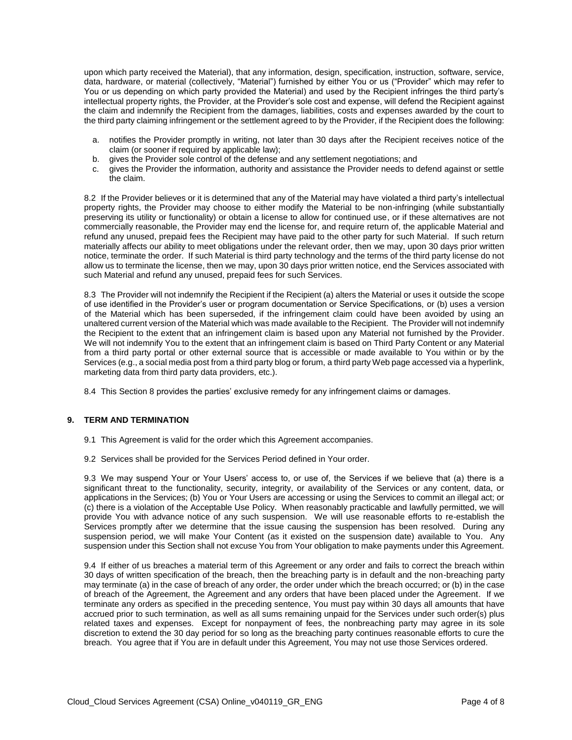upon which party received the Material), that any information, design, specification, instruction, software, service, data, hardware, or material (collectively, "Material") furnished by either You or us ("Provider" which may refer to You or us depending on which party provided the Material) and used by the Recipient infringes the third party's intellectual property rights, the Provider, at the Provider's sole cost and expense, will defend the Recipient against the claim and indemnify the Recipient from the damages, liabilities, costs and expenses awarded by the court to the third party claiming infringement or the settlement agreed to by the Provider, if the Recipient does the following:

a. notifies the Provider promptly in writing, not later than 30 days after the Recipient receives notice of the claim (or sooner if required by applicable law);
b. gives the Provider sole control of the defense and any settlement negotiations; and
c. gives the Provider the information, authority and assistance the Provider needs to defend against or settle the claim.

8.2 If the Provider believes or it is determined that any of the Material may have violated a third party's intellectual property rights, the Provider may choose to either modify the Material to be non-infringing (while substantially preserving its utility or functionality) or obtain a license to allow for continued use, or if these alternatives are not commercially reasonable, the Provider may end the license for, and require return of, the applicable Material and refund any unused, prepaid fees the Recipient may have paid to the other party for such Material. If such return materially affects our ability to meet obligations under the relevant order, then we may, upon 30 days prior written notice, terminate the order. If such Material is third party technology and the terms of the third party license do not allow us to terminate the license, then we may, upon 30 days prior written notice, end the Services associated with such Material and refund any unused, prepaid fees for such Services.

8.3 The Provider will not indemnify the Recipient if the Recipient (a) alters the Material or uses it outside the scope of use identified in the Provider's user or program documentation or Service Specifications, or (b) uses a version of the Material which has been superseded, if the infringement claim could have been avoided by using an unaltered current version of the Material which was made available to the Recipient. The Provider will not indemnify the Recipient to the extent that an infringement claim is based upon any Material not furnished by the Provider. We will not indemnify You to the extent that an infringement claim is based on Third Party Content or any Material from a third party portal or other external source that is accessible or made available to You within or by the Services (e.g., a social media post from a third party blog or forum, a third party Web page accessed via a hyperlink, marketing data from third party data providers, etc.).

8.4 This Section 8 provides the parties' exclusive remedy for any infringement claims or damages.

## 9. TERM AND TERMINATION

9.1 This Agreement is valid for the order which this Agreement accompanies.

9.2 Services shall be provided for the Services Period defined in Your order.

9.3 We may suspend Your or Your Users' access to, or use of, the Services if we believe that (a) there is a significant threat to the functionality, security, integrity, or availability of the Services or any content, data, or applications in the Services; (b) You or Your Users are accessing or using the Services to commit an illegal act; or (c) there is a violation of the Acceptable Use Policy. When reasonably practicable and lawfully permitted, we will provide You with advance notice of any such suspension. We will use reasonable efforts to re-establish the Services promptly after we determine that the issue causing the suspension has been resolved. During any suspension period, we will make Your Content (as it existed on the suspension date) available to You. Any suspension under this Section shall not excuse You from Your obligation to make payments under this Agreement.

9.4 If either of us breaches a material term of this Agreement or any order and fails to correct the breach within 30 days of written specification of the breach, then the breaching party is in default and the non-breaching party may terminate (a) in the case of breach of any order, the order under which the breach occurred; or (b) in the case of breach of the Agreement, the Agreement and any orders that have been placed under the Agreement. If we terminate any orders as specified in the preceding sentence, You must pay within 30 days all amounts that have accrued prior to such termination, as well as all sums remaining unpaid for the Services under such order(s) plus related taxes and expenses. Except for nonpayment of fees, the nonbreaching party may agree in its sole discretion to extend the 30 day period for so long as the breaching party continues reasonable efforts to cure the breach. You agree that if You are in default under this Agreement, You may not use those Services ordered.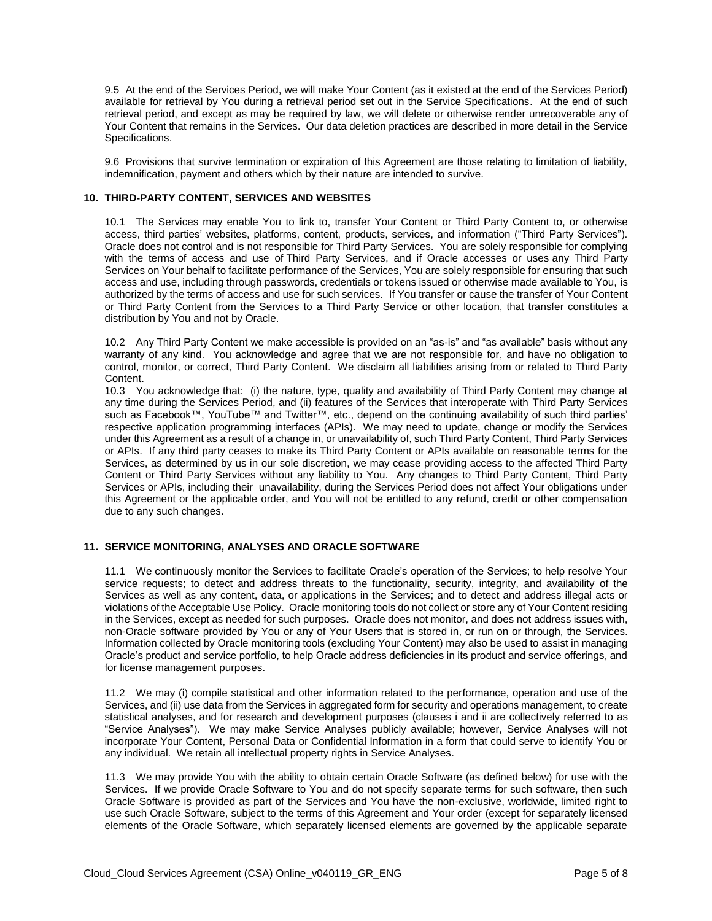9.5 At the end of the Services Period, we will make Your Content (as it existed at the end of the Services Period) available for retrieval by You during a retrieval period set out in the Service Specifications. At the end of such retrieval period, and except as may be required by law, we will delete or otherwise render unrecoverable any of Your Content that remains in the Services. Our data deletion practices are described in more detail in the Service Specifications.

9.6 Provisions that survive termination or expiration of this Agreement are those relating to limitation of liability, indemnification, payment and others which by their nature are intended to survive.

## 10. THIRD-PARTY CONTENT, SERVICES AND WEBSITES

10.1 The Services may enable You to link to, transfer Your Content or Third Party Content to, or otherwise access, third parties' websites, platforms, content, products, services, and information ("Third Party Services"). Oracle does not control and is not responsible for Third Party Services. You are solely responsible for complying with the terms of access and use of Third Party Services, and if Oracle accesses or uses any Third Party Services on Your behalf to facilitate performance of the Services, You are solely responsible for ensuring that such access and use, including through passwords, credentials or tokens issued or otherwise made available to You, is authorized by the terms of access and use for such services. If You transfer or cause the transfer of Your Content or Third Party Content from the Services to a Third Party Service or other location, that transfer constitutes a distribution by You and not by Oracle.

10.2 Any Third Party Content we make accessible is provided on an "as-is" and "as available" basis without any warranty of any kind. You acknowledge and agree that we are not responsible for, and have no obligation to control, monitor, or correct, Third Party Content. We disclaim all liabilities arising from or related to Third Party Content.

10.3 You acknowledge that: (i) the nature, type, quality and availability of Third Party Content may change at any time during the Services Period, and (ii) features of the Services that interoperate with Third Party Services such as Facebook™, YouTube™ and Twitter™, etc., depend on the continuing availability of such third parties' respective application programming interfaces (APIs). We may need to update, change or modify the Services under this Agreement as a result of a change in, or unavailability of, such Third Party Content, Third Party Services or APIs. If any third party ceases to make its Third Party Content or APIs available on reasonable terms for the Services, as determined by us in our sole discretion, we may cease providing access to the affected Third Party Content or Third Party Services without any liability to You. Any changes to Third Party Content, Third Party Services or APIs, including their unavailability, during the Services Period does not affect Your obligations under this Agreement or the applicable order, and You will not be entitled to any refund, credit or other compensation due to any such changes.

## 11. SERVICE MONITORING, ANALYSES AND ORACLE SOFTWARE

11.1 We continuously monitor the Services to facilitate Oracle's operation of the Services; to help resolve Your service requests; to detect and address threats to the functionality, security, integrity, and availability of the Services as well as any content, data, or applications in the Services; and to detect and address illegal acts or violations of the Acceptable Use Policy. Oracle monitoring tools do not collect or store any of Your Content residing in the Services, except as needed for such purposes. Oracle does not monitor, and does not address issues with, non-Oracle software provided by You or any of Your Users that is stored in, or run on or through, the Services. Information collected by Oracle monitoring tools (excluding Your Content) may also be used to assist in managing Oracle's product and service portfolio, to help Oracle address deficiencies in its product and service offerings, and for license management purposes.

11.2 We may (i) compile statistical and other information related to the performance, operation and use of the Services, and (ii) use data from the Services in aggregated form for security and operations management, to create statistical analyses, and for research and development purposes (clauses i and ii are collectively referred to as "Service Analyses"). We may make Service Analyses publicly available; however, Service Analyses will not incorporate Your Content, Personal Data or Confidential Information in a form that could serve to identify You or any individual. We retain all intellectual property rights in Service Analyses.

11.3 We may provide You with the ability to obtain certain Oracle Software (as defined below) for use with the Services. If we provide Oracle Software to You and do not specify separate terms for such software, then such Oracle Software is provided as part of the Services and You have the non-exclusive, worldwide, limited right to use such Oracle Software, subject to the terms of this Agreement and Your order (except for separately licensed elements of the Oracle Software, which separately licensed elements are governed by the applicable separate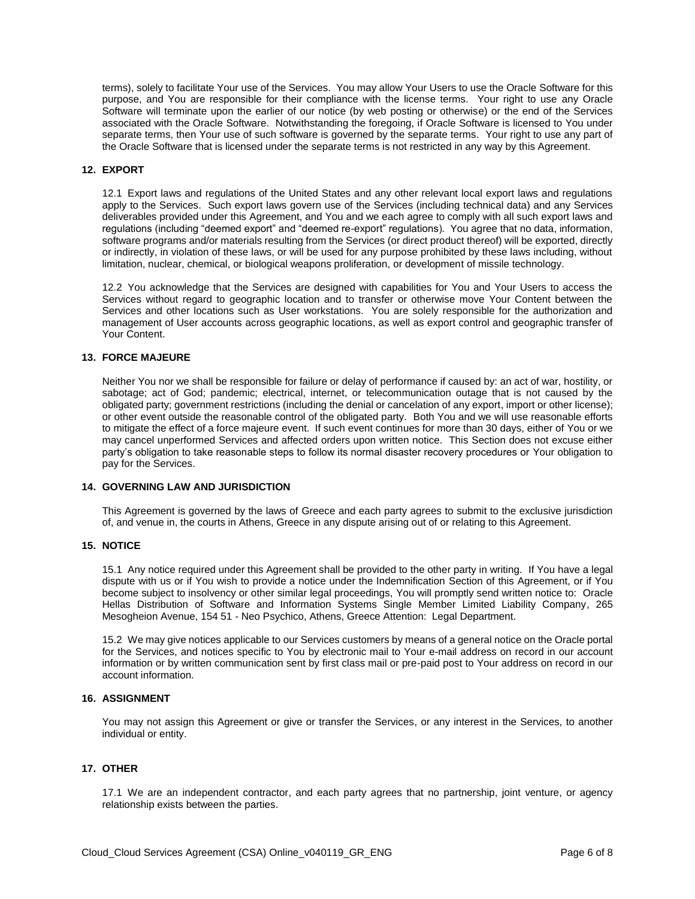terms), solely to facilitate Your use of the Services. You may allow Your Users to use the Oracle Software for this purpose, and You are responsible for their compliance with the license terms. Your right to use any Oracle Software will terminate upon the earlier of our notice (by web posting or otherwise) or the end of the Services associated with the Oracle Software. Notwithstanding the foregoing, if Oracle Software is licensed to You under separate terms, then Your use of such software is governed by the separate terms. Your right to use any part of the Oracle Software that is licensed under the separate terms is not restricted in any way by this Agreement.

## 12. EXPORT

12.1 Export laws and regulations of the United States and any other relevant local export laws and regulations apply to the Services. Such export laws govern use of the Services (including technical data) and any Services deliverables provided under this Agreement, and You and we each agree to comply with all such export laws and regulations (including "deemed export" and "deemed re-export" regulations). You agree that no data, information, software programs and/or materials resulting from the Services (or direct product thereof) will be exported, directly or indirectly, in violation of these laws, or will be used for any purpose prohibited by these laws including, without limitation, nuclear, chemical, or biological weapons proliferation, or development of missile technology.

12.2 You acknowledge that the Services are designed with capabilities for You and Your Users to access the Services without regard to geographic location and to transfer or otherwise move Your Content between the Services and other locations such as User workstations. You are solely responsible for the authorization and management of User accounts across geographic locations, as well as export control and geographic transfer of Your Content.

## 13. FORCE MAJEURE

Neither You nor we shall be responsible for failure or delay of performance if caused by: an act of war, hostility, or sabotage; act of God; pandemic; electrical, internet, or telecommunication outage that is not caused by the obligated party; government restrictions (including the denial or cancelation of any export, import or other license); or other event outside the reasonable control of the obligated party. Both You and we will use reasonable efforts to mitigate the effect of a force majeure event. If such event continues for more than 30 days, either of You or we may cancel unperformed Services and affected orders upon written notice. This Section does not excuse either party's obligation to take reasonable steps to follow its normal disaster recovery procedures or Your obligation to pay for the Services.

## 14. GOVERNING LAW AND JURISDICTION

This Agreement is governed by the laws of Greece and each party agrees to submit to the exclusive jurisdiction of, and venue in, the courts in Athens, Greece in any dispute arising out of or relating to this Agreement.

## 15. NOTICE

15.1 Any notice required under this Agreement shall be provided to the other party in writing. If You have a legal dispute with us or if You wish to provide a notice under the Indemnification Section of this Agreement, or if You become subject to insolvency or other similar legal proceedings, You will promptly send written notice to: Oracle Hellas Distribution of Software and Information Systems Single Member Limited Liability Company, 265 Mesogheion Avenue, 154 51 - Neo Psychico, Athens, Greece Attention: Legal Department.

15.2 We may give notices applicable to our Services customers by means of a general notice on the Oracle portal for the Services, and notices specific to You by electronic mail to Your e-mail address on record in our account information or by written communication sent by first class mail or pre-paid post to Your address on record in our account information.

## 16. ASSIGNMENT

You may not assign this Agreement or give or transfer the Services, or any interest in the Services, to another individual or entity.

## 17. OTHER

17.1 We are an independent contractor, and each party agrees that no partnership, joint venture, or agency relationship exists between the parties.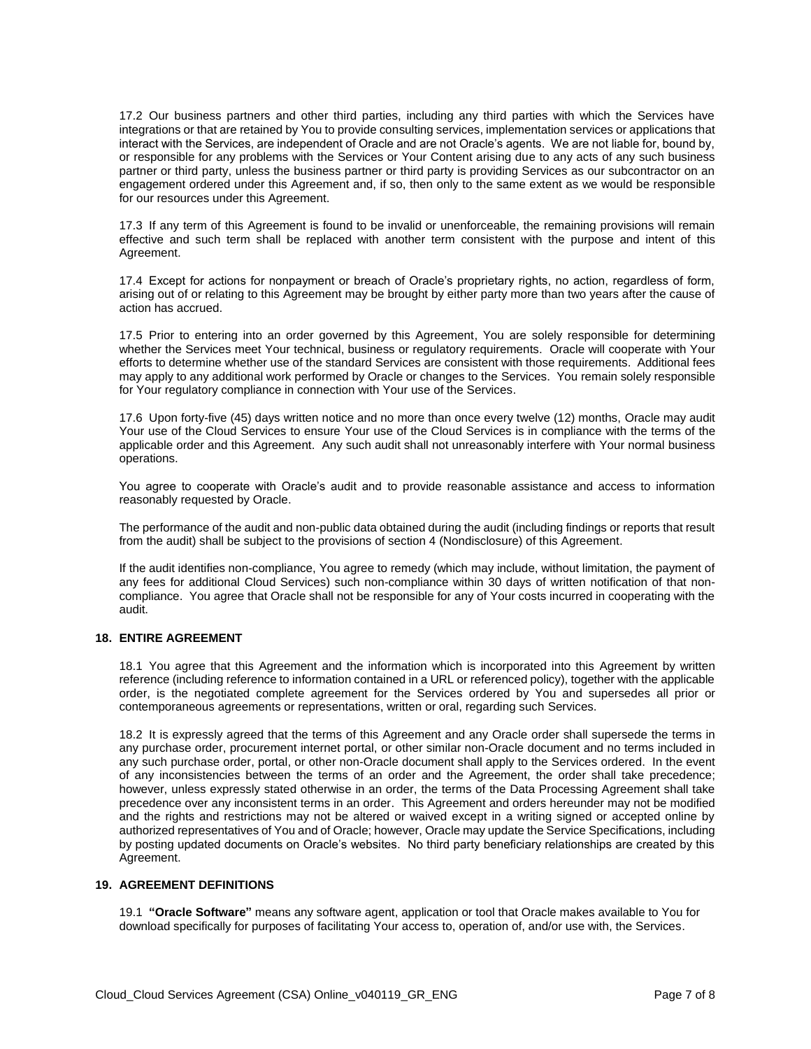17.2 Our business partners and other third parties, including any third parties with which the Services have integrations or that are retained by You to provide consulting services, implementation services or applications that interact with the Services, are independent of Oracle and are not Oracle's agents. We are not liable for, bound by, or responsible for any problems with the Services or Your Content arising due to any acts of any such business partner or third party, unless the business partner or third party is providing Services as our subcontractor on an engagement ordered under this Agreement and, if so, then only to the same extent as we would be responsible for our resources under this Agreement.

17.3 If any term of this Agreement is found to be invalid or unenforceable, the remaining provisions will remain effective and such term shall be replaced with another term consistent with the purpose and intent of this Agreement.

17.4 Except for actions for nonpayment or breach of Oracle's proprietary rights, no action, regardless of form, arising out of or relating to this Agreement may be brought by either party more than two years after the cause of action has accrued.

17.5 Prior to entering into an order governed by this Agreement, You are solely responsible for determining whether the Services meet Your technical, business or regulatory requirements. Oracle will cooperate with Your efforts to determine whether use of the standard Services are consistent with those requirements. Additional fees may apply to any additional work performed by Oracle or changes to the Services. You remain solely responsible for Your regulatory compliance in connection with Your use of the Services.

17.6 Upon forty-five (45) days written notice and no more than once every twelve (12) months, Oracle may audit Your use of the Cloud Services to ensure Your use of the Cloud Services is in compliance with the terms of the applicable order and this Agreement. Any such audit shall not unreasonably interfere with Your normal business operations.

You agree to cooperate with Oracle's audit and to provide reasonable assistance and access to information reasonably requested by Oracle.

The performance of the audit and non-public data obtained during the audit (including findings or reports that result from the audit) shall be subject to the provisions of section 4 (Nondisclosure) of this Agreement.

If the audit identifies non-compliance, You agree to remedy (which may include, without limitation, the payment of any fees for additional Cloud Services) such non-compliance within 30 days of written notification of that non-compliance. You agree that Oracle shall not be responsible for any of Your costs incurred in cooperating with the audit.

## 18. ENTIRE AGREEMENT

18.1 You agree that this Agreement and the information which is incorporated into this Agreement by written reference (including reference to information contained in a URL or referenced policy), together with the applicable order, is the negotiated complete agreement for the Services ordered by You and supersedes all prior or contemporaneous agreements or representations, written or oral, regarding such Services.

18.2 It is expressly agreed that the terms of this Agreement and any Oracle order shall supersede the terms in any purchase order, procurement internet portal, or other similar non-Oracle document and no terms included in any such purchase order, portal, or other non-Oracle document shall apply to the Services ordered. In the event of any inconsistencies between the terms of an order and the Agreement, the order shall take precedence; however, unless expressly stated otherwise in an order, the terms of the Data Processing Agreement shall take precedence over any inconsistent terms in an order. This Agreement and orders hereunder may not be modified and the rights and restrictions may not be altered or waived except in a writing signed or accepted online by authorized representatives of You and of Oracle; however, Oracle may update the Service Specifications, including by posting updated documents on Oracle's websites. No third party beneficiary relationships are created by this Agreement.

## 19. AGREEMENT DEFINITIONS

19.1 **"Oracle Software"** means any software agent, application or tool that Oracle makes available to You for download specifically for purposes of facilitating Your access to, operation of, and/or use with, the Services.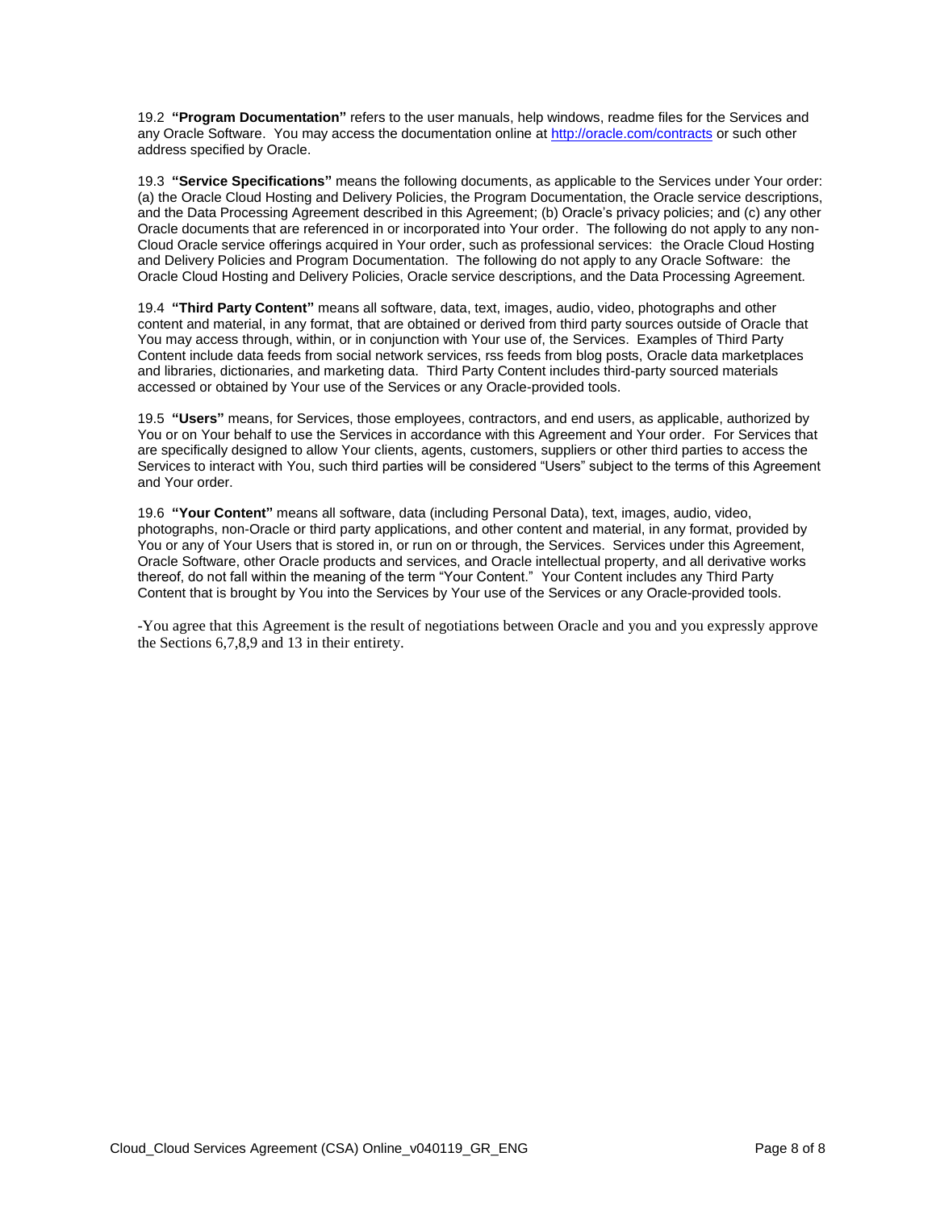19.2 **"Program Documentation"** refers to the user manuals, help windows, readme files for the Services and any Oracle Software. You may access the documentation online at http://oracle.com/contracts or such other address specified by Oracle.

19.3 **"Service Specifications"** means the following documents, as applicable to the Services under Your order: (a) the Oracle Cloud Hosting and Delivery Policies, the Program Documentation, the Oracle service descriptions, and the Data Processing Agreement described in this Agreement; (b) Oracle's privacy policies; and (c) any other Oracle documents that are referenced in or incorporated into Your order. The following do not apply to any non-Cloud Oracle service offerings acquired in Your order, such as professional services: the Oracle Cloud Hosting and Delivery Policies and Program Documentation. The following do not apply to any Oracle Software: the Oracle Cloud Hosting and Delivery Policies, Oracle service descriptions, and the Data Processing Agreement.

19.4 **"Third Party Content"** means all software, data, text, images, audio, video, photographs and other content and material, in any format, that are obtained or derived from third party sources outside of Oracle that You may access through, within, or in conjunction with Your use of, the Services. Examples of Third Party Content include data feeds from social network services, rss feeds from blog posts, Oracle data marketplaces and libraries, dictionaries, and marketing data. Third Party Content includes third-party sourced materials accessed or obtained by Your use of the Services or any Oracle-provided tools.

19.5 **"Users"** means, for Services, those employees, contractors, and end users, as applicable, authorized by You or on Your behalf to use the Services in accordance with this Agreement and Your order. For Services that are specifically designed to allow Your clients, agents, customers, suppliers or other third parties to access the Services to interact with You, such third parties will be considered "Users" subject to the terms of this Agreement and Your order.

19.6 **"Your Content"** means all software, data (including Personal Data), text, images, audio, video, photographs, non-Oracle or third party applications, and other content and material, in any format, provided by You or any of Your Users that is stored in, or run on or through, the Services. Services under this Agreement, Oracle Software, other Oracle products and services, and Oracle intellectual property, and all derivative works thereof, do not fall within the meaning of the term "Your Content." Your Content includes any Third Party Content that is brought by You into the Services by Your use of the Services or any Oracle-provided tools.

-You agree that this Agreement is the result of negotiations between Oracle and you and you expressly approve the Sections 6,7,8,9 and 13 in their entirety.